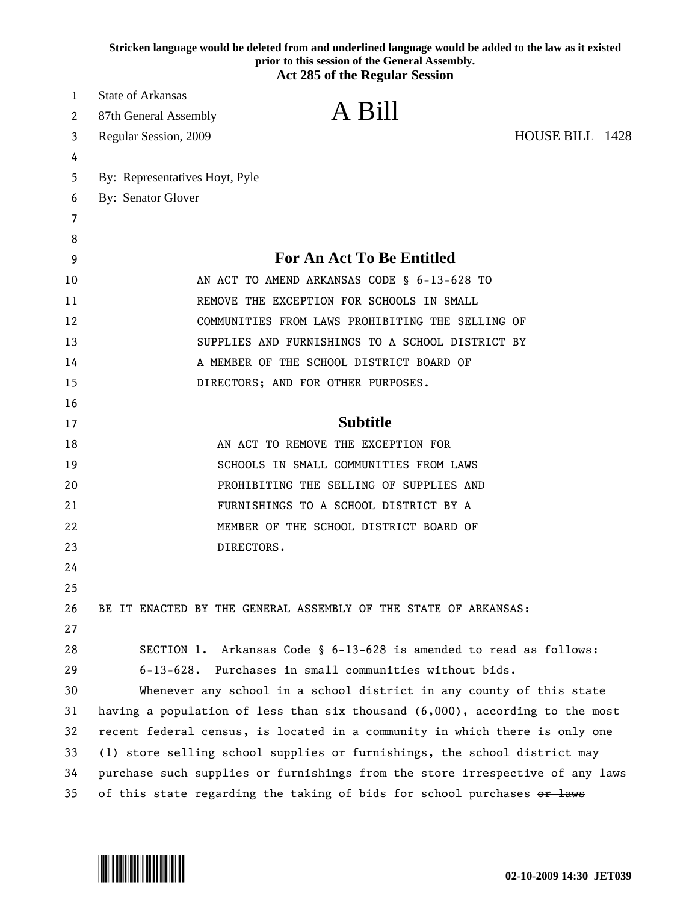Stricken language would be deleted from and underlined language would be added to the law as it existed prior to this session of the General Assembly.

**Act 285 of the Regular Session**

State of Arkansas
87th General Assembly
Regular Session, 2009

# A Bill

HOUSE BILL 1428

By: Representatives Hoyt, Pyle
By: Senator Glover

## For An Act To Be Entitled

AN ACT TO AMEND ARKANSAS CODE § 6-13-628 TO REMOVE THE EXCEPTION FOR SCHOOLS IN SMALL COMMUNITIES FROM LAWS PROHIBITING THE SELLING OF SUPPLIES AND FURNISHINGS TO A SCHOOL DISTRICT BY A MEMBER OF THE SCHOOL DISTRICT BOARD OF DIRECTORS; AND FOR OTHER PURPOSES.

## Subtitle

AN ACT TO REMOVE THE EXCEPTION FOR SCHOOLS IN SMALL COMMUNITIES FROM LAWS PROHIBITING THE SELLING OF SUPPLIES AND FURNISHINGS TO A SCHOOL DISTRICT BY A MEMBER OF THE SCHOOL DISTRICT BOARD OF DIRECTORS.

BE IT ENACTED BY THE GENERAL ASSEMBLY OF THE STATE OF ARKANSAS:

SECTION 1. Arkansas Code § 6-13-628 is amended to read as follows:

6-13-628. Purchases in small communities without bids.

Whenever any school in a school district in any county of this state having a population of less than six thousand (6,000), according to the most recent federal census, is located in a community in which there is only one (1) store selling school supplies or furnishings, the school district may purchase such supplies or furnishings from the store irrespective of any laws of this state regarding the taking of bids for school purchases ~~or laws~~

02-10-2009 14:30 JET039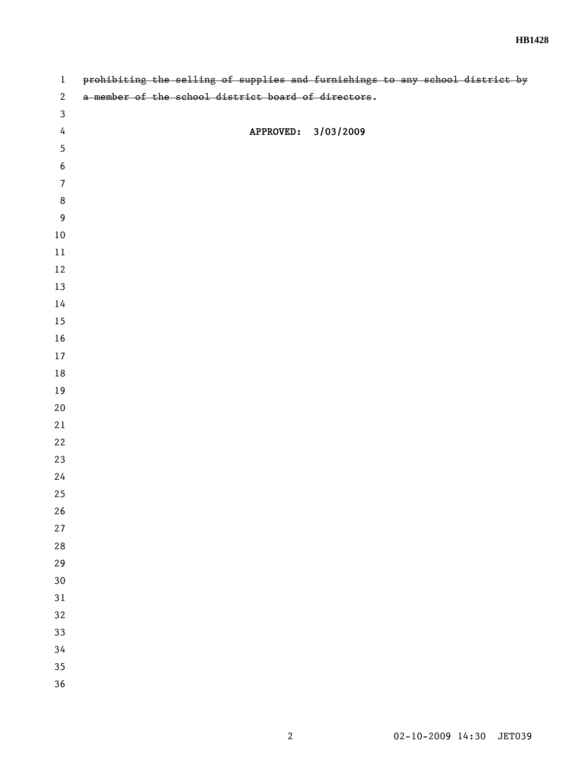~~prohibiting the selling of supplies and furnishings to any school district by a member of the school district board of directors~~.

APPROVED: 3/03/2009